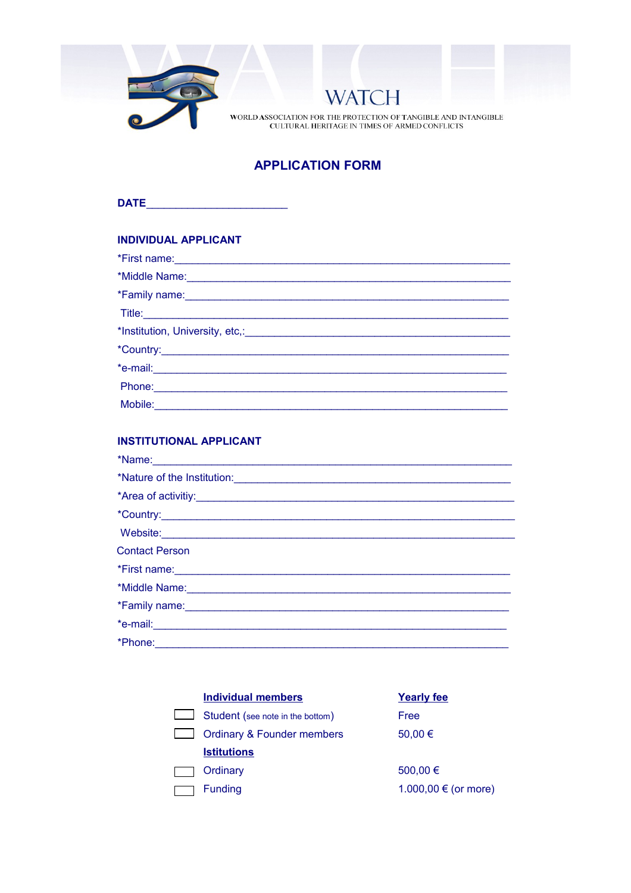# WATCH

WORLD ASSOCIATION FOR THE PROTECTION OF TANGIBLE AND INTANGIBLE CULTURAL HERITAGE IN TIMES OF ARMED CONFLICTS

## APPLICATION FORM

**DATE**________________________

### INDIVIDUAL APPLICANT

*First name:_______________________________________________________

*Middle Name:_____________________________________________________

*Family name:______________________________________________________

Title:_____________________________________________________________

*Institution, University, etc,:_____________________________________________

*Country:__________________________________________________________

*e-mail:___________________________________________________________

Phone:____________________________________________________________

Mobile:____________________________________________________________

### INSTITUTIONAL APPLICANT

*Name:____________________________________________________________

*Nature of the Institution:_______________________________________________

*Area of activitiy:___________________________________________________

*Country:__________________________________________________________

Website:__________________________________________________________

Contact Person

*First name:_______________________________________________________

*Middle Name:_____________________________________________________

*Family name:______________________________________________________

*e-mail:___________________________________________________________

*Phone:___________________________________________________________

| | **Individual members** | **Yearly fee** |
|---|---|---|
| ☐ | Student (see note in the bottom) | Free |
| ☐ | Ordinary & Founder members | 50,00 € |
| | **Istitutions** | |
| ☐ | Ordinary | 500,00 € |
| ☐ | Funding | 1.000,00 € (or more) |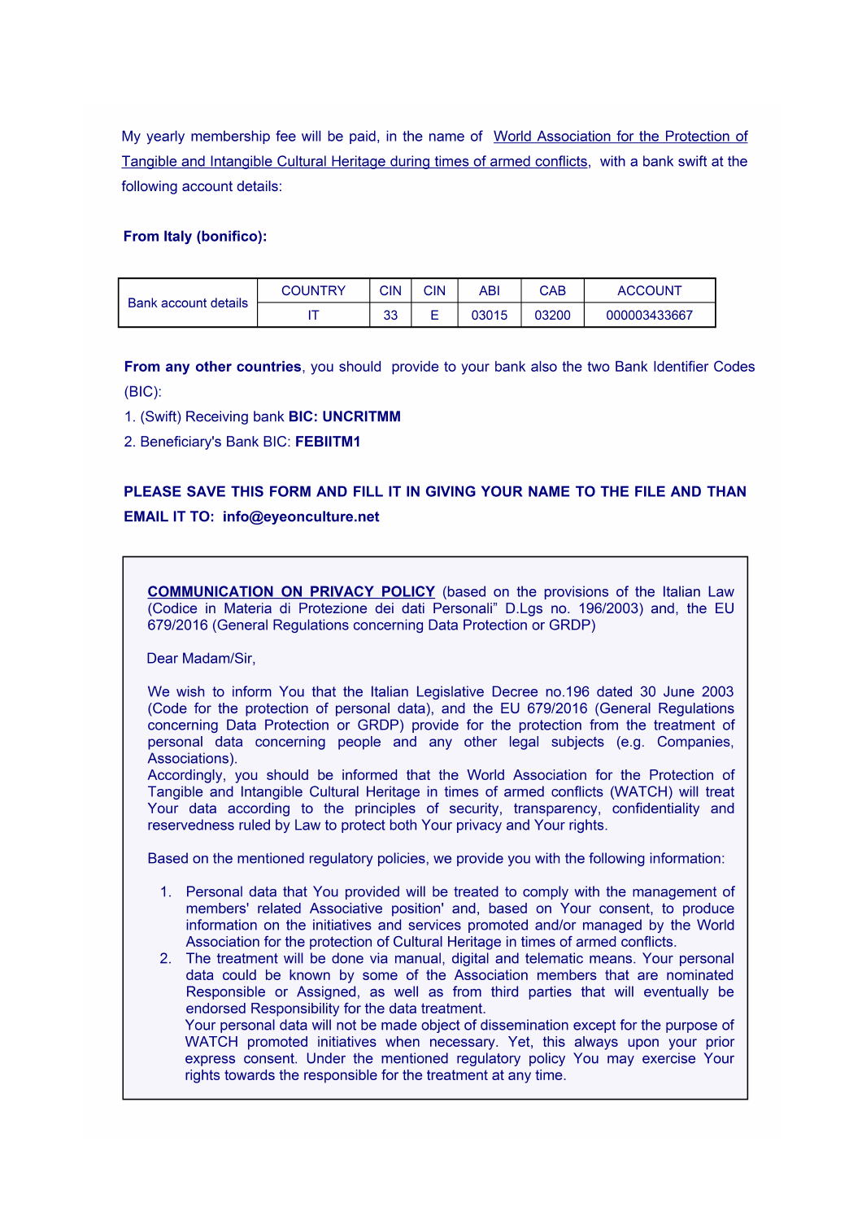My yearly membership fee will be paid, in the name of World Association for the Protection of Tangible and Intangible Cultural Heritage during times of armed conflicts, with a bank swift at the following account details:

**From Italy (bonifico):**

| Bank account details | COUNTRY | CIN | CIN | ABI | CAB | ACCOUNT |
|---|---|---|---|---|---|---|
| | IT | 33 | E | 03015 | 03200 | 000003433667 |

**From any other countries**, you should provide to your bank also the two Bank Identifier Codes (BIC):

1. (Swift) Receiving bank **BIC: UNCRITMM**
2. Beneficiary's Bank BIC: **FEBIITM1**

**PLEASE SAVE THIS FORM AND FILL IT IN GIVING YOUR NAME TO THE FILE AND THAN EMAIL IT TO: info@eyeonculture.net**

**COMMUNICATION ON PRIVACY POLICY** (based on the provisions of the Italian Law (Codice in Materia di Protezione dei dati Personali" D.Lgs no. 196/2003) and, the EU 679/2016 (General Regulations concerning Data Protection or GRDP)

Dear Madam/Sir,

We wish to inform You that the Italian Legislative Decree no.196 dated 30 June 2003 (Code for the protection of personal data), and the EU 679/2016 (General Regulations concerning Data Protection or GRDP) provide for the protection from the treatment of personal data concerning people and any other legal subjects (e.g. Companies, Associations).
Accordingly, you should be informed that the World Association for the Protection of Tangible and Intangible Cultural Heritage in times of armed conflicts (WATCH) will treat Your data according to the principles of security, transparency, confidentiality and reservedness ruled by Law to protect both Your privacy and Your rights.

Based on the mentioned regulatory policies, we provide you with the following information:

1. Personal data that You provided will be treated to comply with the management of members' related Associative position' and, based on Your consent, to produce information on the initiatives and services promoted and/or managed by the World Association for the protection of Cultural Heritage in times of armed conflicts.
2. The treatment will be done via manual, digital and telematic means. Your personal data could be known by some of the Association members that are nominated Responsible or Assigned, as well as from third parties that will eventually be endorsed Responsibility for the data treatment.
   Your personal data will not be made object of dissemination except for the purpose of WATCH promoted initiatives when necessary. Yet, this always upon your prior express consent. Under the mentioned regulatory policy You may exercise Your rights towards the responsible for the treatment at any time.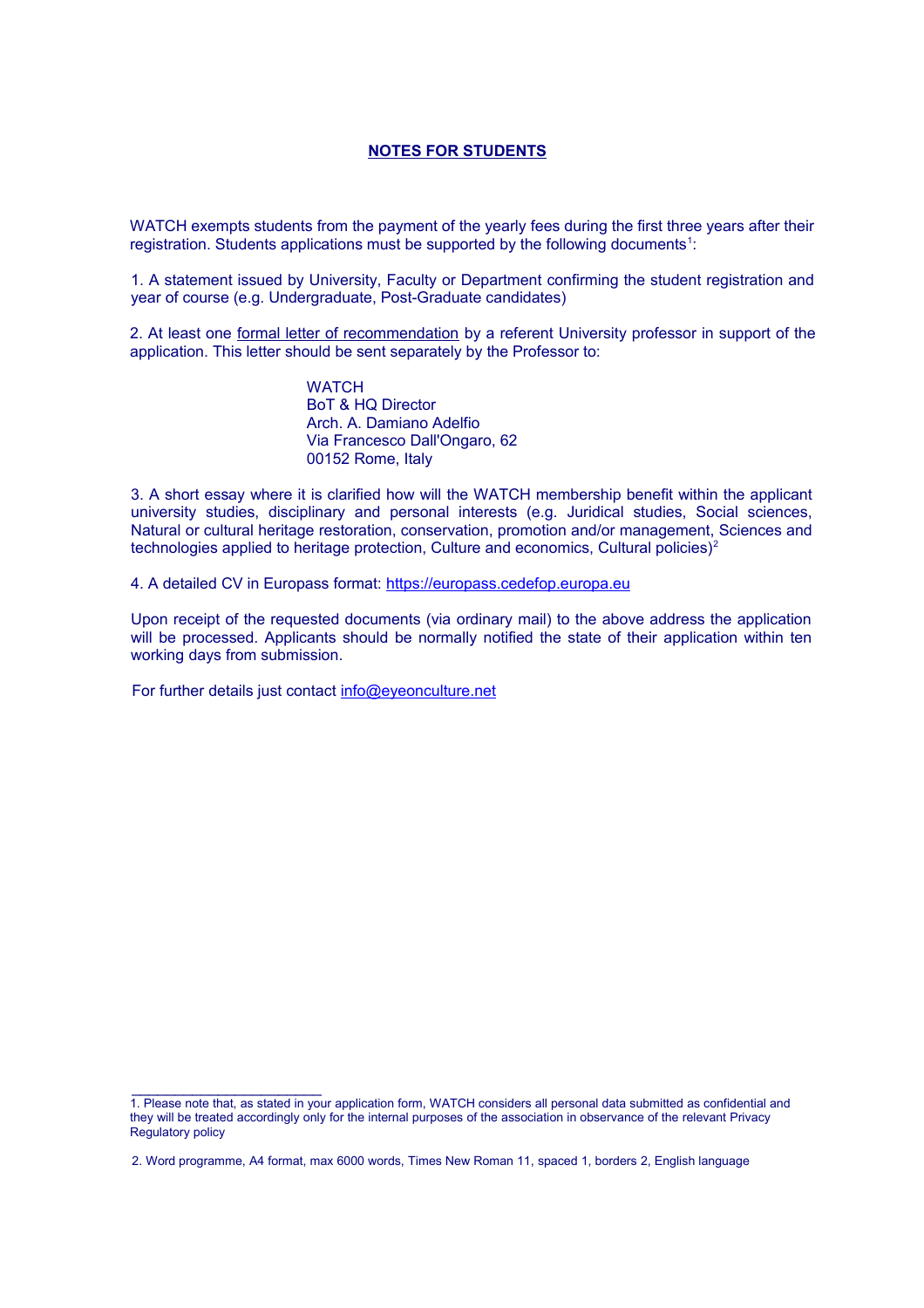## NOTES FOR STUDENTS

WATCH exempts students from the payment of the yearly fees during the first three years after their registration. Students applications must be supported by the following documents[1]:

1. A statement issued by University, Faculty or Department confirming the student registration and year of course (e.g. Undergraduate, Post-Graduate candidates)

2. At least one formal letter of recommendation by a referent University professor in support of the application. This letter should be sent separately by the Professor to:

   WATCH
   BoT & HQ Director
   Arch. A. Damiano Adelfio
   Via Francesco Dall'Ongaro, 62
   00152 Rome, Italy

3. A short essay where it is clarified how will the WATCH membership benefit within the applicant university studies, disciplinary and personal interests (e.g. Juridical studies, Social sciences, Natural or cultural heritage restoration, conservation, promotion and/or management, Sciences and technologies applied to heritage protection, Culture and economics, Cultural policies)[2]

4. A detailed CV in Europass format: https://europass.cedefop.europa.eu

Upon receipt of the requested documents (via ordinary mail) to the above address the application will be processed. Applicants should be normally notified the state of their application within ten working days from submission.

For further details just contact info@eyeonculture.net

---

1. Please note that, as stated in your application form, WATCH considers all personal data submitted as confidential and they will be treated accordingly only for the internal purposes of the association in observance of the relevant Privacy Regulatory policy

2. Word programme, A4 format, max 6000 words, Times New Roman 11, spaced 1, borders 2, English language